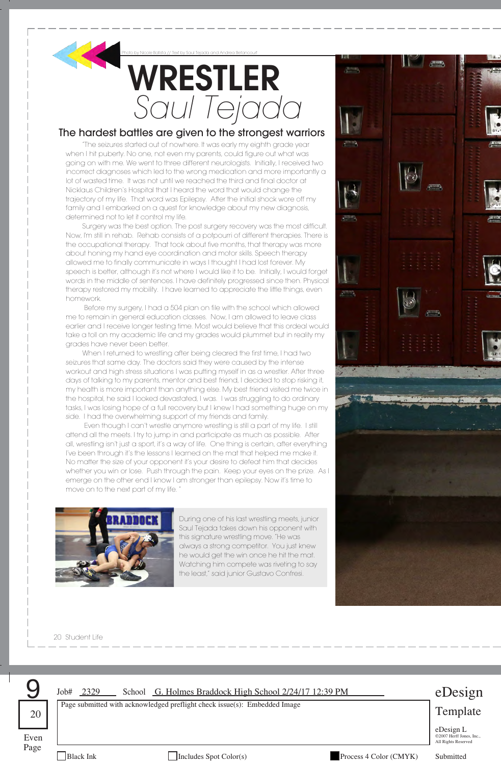Photo by Nicole Batista // Text by Saul Tejada and Andrea Betancourt

# WRESTLER
## *Saul Tejada*

### The hardest battles are given to the strongest warriors

"The seizures started out of nowhere. It was early my eighth grade year when I hit puberty. No one, not even my parents, could figure out what was going on with me. We went to three different neurologists. Initially, I received two incorrect diagnoses which led to the wrong medication and more importantly a lot of wasted time. It was not until we reached the third and final doctor at Nicklaus Children's Hospital that I heard the word that would change the trajectory of my life. That word was Epilepsy. After the initial shock wore off my family and I embarked on a quest for knowledge about my new diagnosis, determined not to let it control my life.

Surgery was the best option. The post surgery recovery was the most difficult. Now, I'm still in rehab. Rehab consists of a potpourri of different therapies. There is the occupational therapy. That took about five months, that therapy was more about honing my hand eye coordination and motor skills. Speech therapy allowed me to finally communicate in ways I thought I had lost forever. My speech is better, although it's not where I would like it to be. Initially, I would forget words in the middle of sentences. I have definitely progressed since then. Physical therapy restored my mobility. I have learned to appreciate the little things, even homework.

Before my surgery, I had a 504 plan on file with the school which allowed me to remain in general education classes. Now, I am allowed to leave class earlier and I receive longer testing time. Most would believe that this ordeal would take a toll on my academic life and my grades would plummet but in reality my grades have never been better.

When I returned to wrestling after being cleared the first time, I had two seizures that same day. The doctors said they were caused by the intense workout and high stress situations I was putting myself in as a wrestler. After three days of talking to my parents, mentor and best friend, I decided to stop risking it, my health is more important than anything else. My best friend visited me twice in the hospital, he said I looked devastated, I was. I was struggling to do ordinary tasks, I was losing hope of a full recovery but I knew I had something huge on my side. I had the overwhelming support of my friends and family.

Even though I can't wrestle anymore wrestling is still a part of my life. I still attend all the meets. I try to jump in and participate as much as possible. After all, wrestling isn't just a sport, it's a way of life. One thing is certain, after everything I've been through it's the lessons I learned on the mat that helped me make it. No matter the size of your opponent it's your desire to defeat him that decides whether you win or lose. Push through the pain. Keep your eyes on the prize. As I emerge on the other end I know I am stronger than epilepsy. Now it's time to move on to the next part of my life."

During one of his last wrestling meets, junior Saul Tejada takes down his opponent with this signature wrestling move. "He was always a strong competitor. You just knew he would get the win once he hit the mat. Watching him compete was riveting to say the least," said junior Gustavo Confresi.

20 Student Life

9
20
Even Page

Job# 2329 School G. Holmes Braddock High School 2/24/17 12:39 PM

Page submitted with acknowledged preflight check issue(s): Embedded Image

eDesign Template

eDesign L
©2007 Herff Jones, Inc., All Rights Reserved

☐ Black Ink ☐ Includes Spot Color(s) ■ Process 4 Color (CMYK) Submitted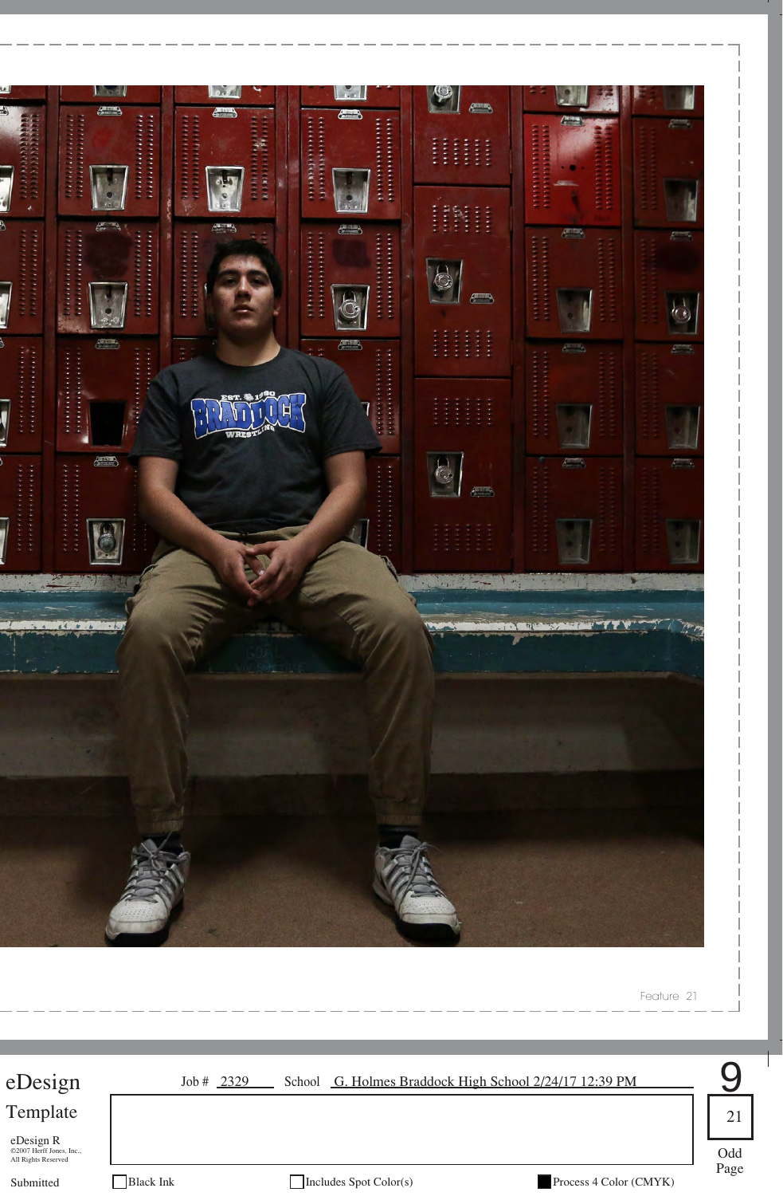Feature 21

eDesign Template

eDesign R
©2007 Herff Jones, Inc., All Rights Reserved

Job # 2329 School G. Holmes Braddock High School 2/24/17 12:39 PM

9

21

Odd Page

Submitted

- [ ] Black Ink
- [ ] Includes Spot Color(s)
- [x] Process 4 Color (CMYK)